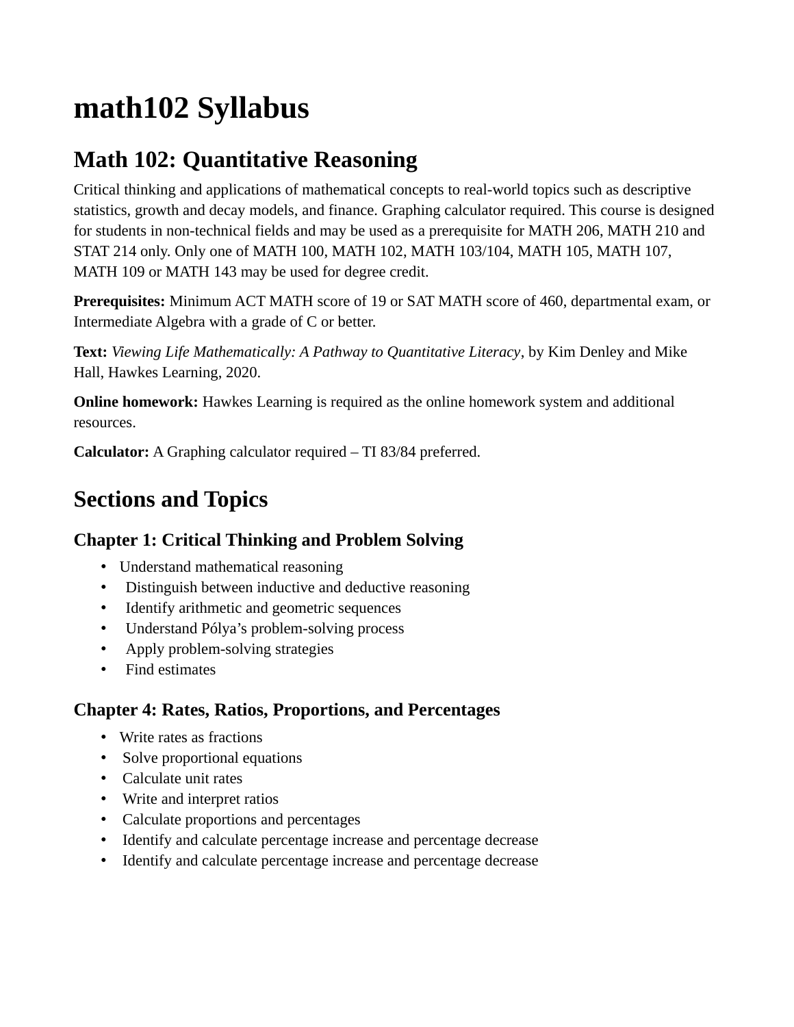# math102 Syllabus

## Math 102: Quantitative Reasoning

Critical thinking and applications of mathematical concepts to real-world topics such as descriptive statistics, growth and decay models, and finance. Graphing calculator required. This course is designed for students in non-technical fields and may be used as a prerequisite for MATH 206, MATH 210 and STAT 214 only. Only one of MATH 100, MATH 102, MATH 103/104, MATH 105, MATH 107, MATH 109 or MATH 143 may be used for degree credit.

**Prerequisites:** Minimum ACT MATH score of 19 or SAT MATH score of 460, departmental exam, or Intermediate Algebra with a grade of C or better.

**Text:** *Viewing Life Mathematically: A Pathway to Quantitative Literacy*, by Kim Denley and Mike Hall, Hawkes Learning, 2020.

**Online homework:** Hawkes Learning is required as the online homework system and additional resources.

**Calculator:** A Graphing calculator required – TI 83/84 preferred.

## Sections and Topics

### Chapter 1: Critical Thinking and Problem Solving

- Understand mathematical reasoning
- Distinguish between inductive and deductive reasoning
- Identify arithmetic and geometric sequences
- Understand Pólya's problem-solving process
- Apply problem-solving strategies
- Find estimates

### Chapter 4: Rates, Ratios, Proportions, and Percentages

- Write rates as fractions
- Solve proportional equations
- Calculate unit rates
- Write and interpret ratios
- Calculate proportions and percentages
- Identify and calculate percentage increase and percentage decrease
- Identify and calculate percentage increase and percentage decrease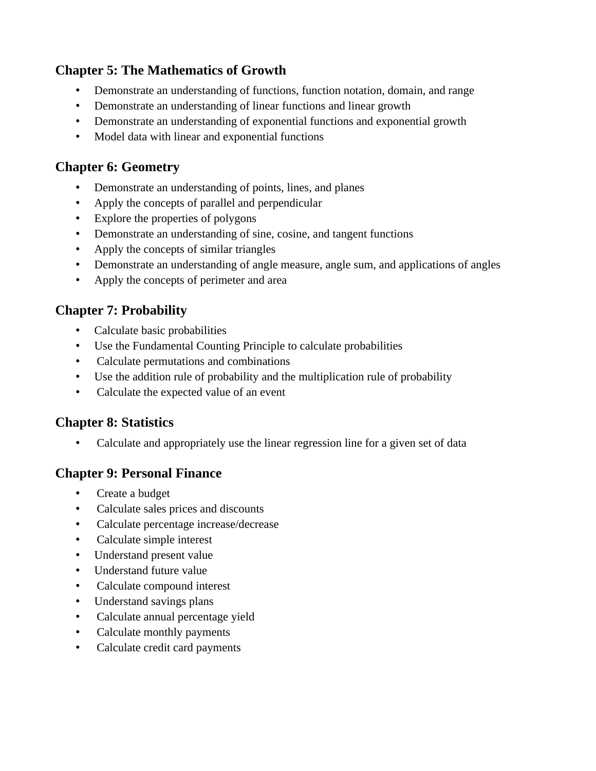## Chapter 5: The Mathematics of Growth

- Demonstrate an understanding of functions, function notation, domain, and range
- Demonstrate an understanding of linear functions and linear growth
- Demonstrate an understanding of exponential functions and exponential growth
- Model data with linear and exponential functions

## Chapter 6: Geometry

- Demonstrate an understanding of points, lines, and planes
- Apply the concepts of parallel and perpendicular
- Explore the properties of polygons
- Demonstrate an understanding of sine, cosine, and tangent functions
- Apply the concepts of similar triangles
- Demonstrate an understanding of angle measure, angle sum, and applications of angles
- Apply the concepts of perimeter and area

## Chapter 7: Probability

- Calculate basic probabilities
- Use the Fundamental Counting Principle to calculate probabilities
- Calculate permutations and combinations
- Use the addition rule of probability and the multiplication rule of probability
- Calculate the expected value of an event

## Chapter 8: Statistics

- Calculate and appropriately use the linear regression line for a given set of data

## Chapter 9: Personal Finance

- Create a budget
- Calculate sales prices and discounts
- Calculate percentage increase/decrease
- Calculate simple interest
- Understand present value
- Understand future value
- Calculate compound interest
- Understand savings plans
- Calculate annual percentage yield
- Calculate monthly payments
- Calculate credit card payments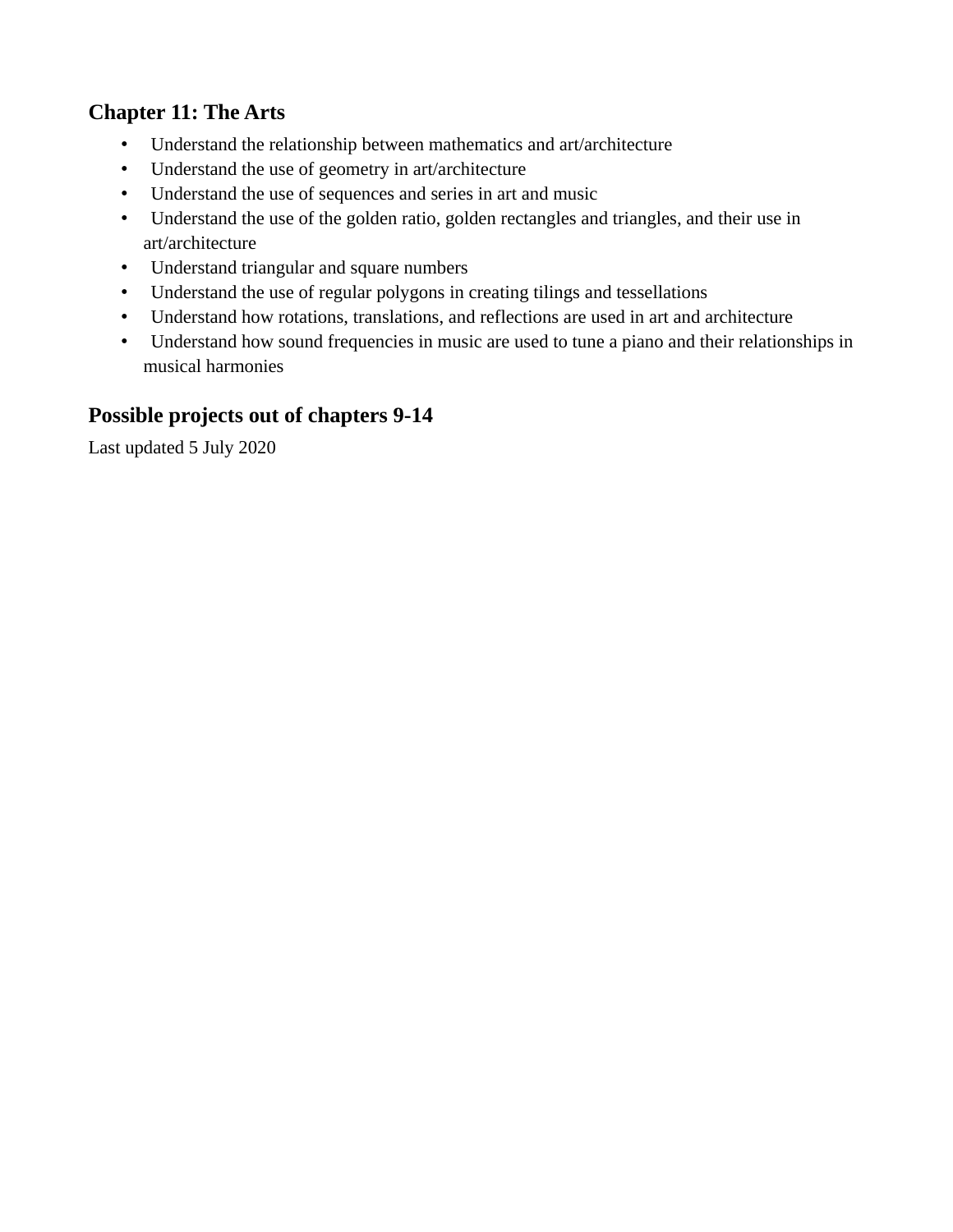## Chapter 11: The Arts

- Understand the relationship between mathematics and art/architecture
- Understand the use of geometry in art/architecture
- Understand the use of sequences and series in art and music
- Understand the use of the golden ratio, golden rectangles and triangles, and their use in art/architecture
- Understand triangular and square numbers
- Understand the use of regular polygons in creating tilings and tessellations
- Understand how rotations, translations, and reflections are used in art and architecture
- Understand how sound frequencies in music are used to tune a piano and their relationships in musical harmonies

## Possible projects out of chapters 9-14

Last updated 5 July 2020